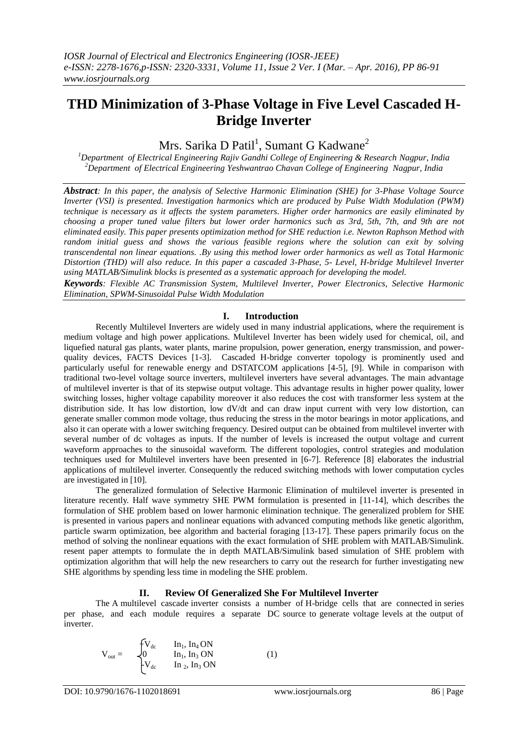# THD Minimization of 3-Phase Voltage in Five Level Cascaded H-Bridge Inverter

Mrs. Sarika D Patil[1], Sumant G Kadwane[2]

[1]Department of Electrical Engineering Rajiv Gandhi College of Engineering & Research Nagpur, India
[2]Department of Electrical Engineering Yeshwantrao Chavan College of Engineering Nagpur, India

***Abstract**: In this paper, the analysis of Selective Harmonic Elimination (SHE) for 3-Phase Voltage Source Inverter (VSI) is presented. Investigation harmonics which are produced by Pulse Width Modulation (PWM) technique is necessary as it affects the system parameters. Higher order harmonics are easily eliminated by choosing a proper tuned value filters but lower order harmonics such as 3rd, 5th, 7th, and 9th are not eliminated easily. This paper presents optimization method for SHE reduction i.e. Newton Raphson Method with random initial guess and shows the various feasible regions where the solution can exit by solving transcendental non linear equations. .By using this method lower order harmonics as well as Total Harmonic Distortion (THD) will also reduce. In this paper a cascaded 3-Phase, 5- Level, H-bridge Multilevel Inverter using MATLAB/Simulink blocks is presented as a systematic approach for developing the model.*

***Keywords**: Flexible AC Transmission System, Multilevel Inverter, Power Electronics, Selective Harmonic Elimination, SPWM-Sinusoidal Pulse Width Modulation*

## I. Introduction

Recently Multilevel Inverters are widely used in many industrial applications, where the requirement is medium voltage and high power applications. Multilevel Inverter has been widely used for chemical, oil, and liquefied natural gas plants, water plants, marine propulsion, power generation, energy transmission, and power-quality devices, FACTS Devices [1-3]. Cascaded H-bridge converter topology is prominently used and particularly useful for renewable energy and DSTATCOM applications [4-5], [9]. While in comparison with traditional two-level voltage source inverters, multilevel inverters have several advantages. The main advantage of multilevel inverter is that of its stepwise output voltage. This advantage results in higher power quality, lower switching losses, higher voltage capability moreover it also reduces the cost with transformer less system at the distribution side. It has low distortion, low dV/dt and can draw input current with very low distortion, can generate smaller common mode voltage, thus reducing the stress in the motor bearings in motor applications, and also it can operate with a lower switching frequency. Desired output can be obtained from multilevel inverter with several number of dc voltages as inputs. If the number of levels is increased the output voltage and current waveform approaches to the sinusoidal waveform. The different topologies, control strategies and modulation techniques used for Multilevel inverters have been presented in [6-7]. Reference [8] elaborates the industrial applications of multilevel inverter. Consequently the reduced switching methods with lower computation cycles are investigated in [10].

The generalized formulation of Selective Harmonic Elimination of multilevel inverter is presented in literature recently. Half wave symmetry SHE PWM formulation is presented in [11-14], which describes the formulation of SHE problem based on lower harmonic elimination technique. The generalized problem for SHE is presented in various papers and nonlinear equations with advanced computing methods like genetic algorithm, particle swarm optimization, bee algorithm and bacterial foraging [13-17]. These papers primarily focus on the method of solving the nonlinear equations with the exact formulation of SHE problem with MATLAB/Simulink. resent paper attempts to formulate the in depth MATLAB/Simulink based simulation of SHE problem with optimization algorithm that will help the new researchers to carry out the research for further investigating new SHE algorithms by spending less time in modeling the SHE problem.

## II. Review Of Generalized She For Multilevel Inverter

The A multilevel cascade inverter consists a number of H-bridge cells that are connected in series per phase, and each module requires a separate DC source to generate voltage levels at the output of inverter.

$$V_{out} = \begin{cases} V_{dc} & In_1, In_4 \text{ ON} \\ 0 & In_1, In_3 \text{ ON} \\ -V_{dc} & In_2, In_3 \text{ ON} \end{cases} \qquad (1)$$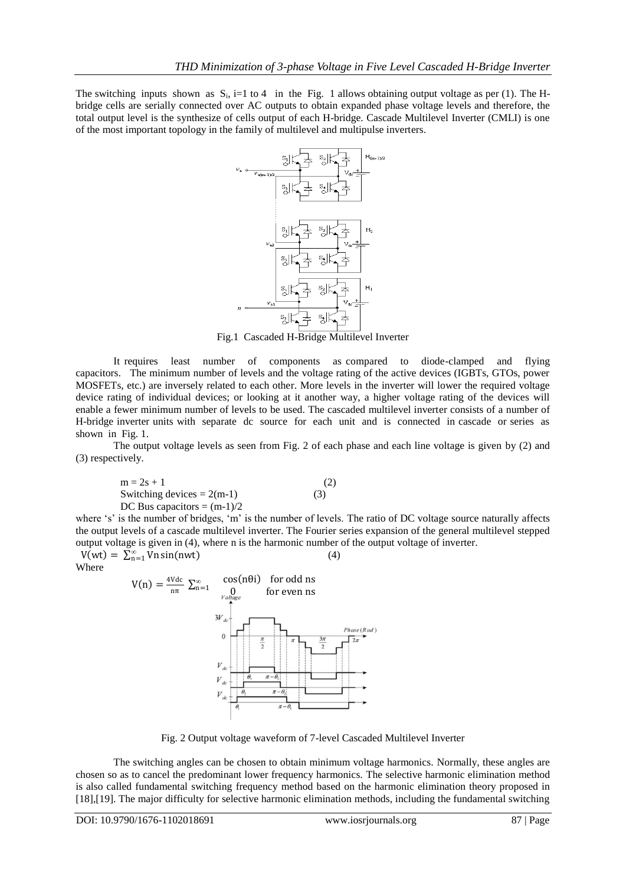The switching inputs shown as $S_i$, i=1 to 4 in the Fig. 1 allows obtaining output voltage as per (1). The H-bridge cells are serially connected over AC outputs to obtain expanded phase voltage levels and therefore, the total output level is the synthesize of cells output of each H-bridge. Cascade Multilevel Inverter (CMLI) is one of the most important topology in the family of multilevel and multipulse inverters.

Fig.1 Cascaded H-Bridge Multilevel Inverter

It requires least number of components as compared to diode-clamped and flying capacitors. The minimum number of levels and the voltage rating of the active devices (IGBTs, GTOs, power MOSFETs, etc.) are inversely related to each other. More levels in the inverter will lower the required voltage device rating of individual devices; or looking at it another way, a higher voltage rating of the devices will enable a fewer minimum number of levels to be used. The cascaded multilevel inverter consists of a number of H-bridge inverter units with separate dc source for each unit and is connected in cascade or series as shown in Fig. 1.

The output voltage levels as seen from Fig. 2 of each phase and each line voltage is given by (2) and (3) respectively.

$$m = 2s + 1 \quad (2)$$

$$\text{Switching devices} = 2(m-1) \quad (3)$$

$$\text{DC Bus capacitors} = (m-1)/2$$

where 's' is the number of bridges, 'm' is the number of levels. The ratio of DC voltage source naturally affects the output levels of a cascade multilevel inverter. The Fourier series expansion of the general multilevel stepped output voltage is given in (4), where n is the harmonic number of the output voltage of inverter.

$$V(wt) = \sum_{n=1}^{\infty} Vn \sin(nwt) \quad (4)$$

Where

$$V(n) = \frac{4Vdc}{n\pi} \sum_{n=1}^{\infty} \begin{cases} \cos(n\theta i) & \text{for odd ns} \\ 0 & \text{for even ns} \end{cases}$$

Fig. 2 Output voltage waveform of 7-level Cascaded Multilevel Inverter

The switching angles can be chosen to obtain minimum voltage harmonics. Normally, these angles are chosen so as to cancel the predominant lower frequency harmonics. The selective harmonic elimination method is also called fundamental switching frequency method based on the harmonic elimination theory proposed in [18],[19]. The major difficulty for selective harmonic elimination methods, including the fundamental switching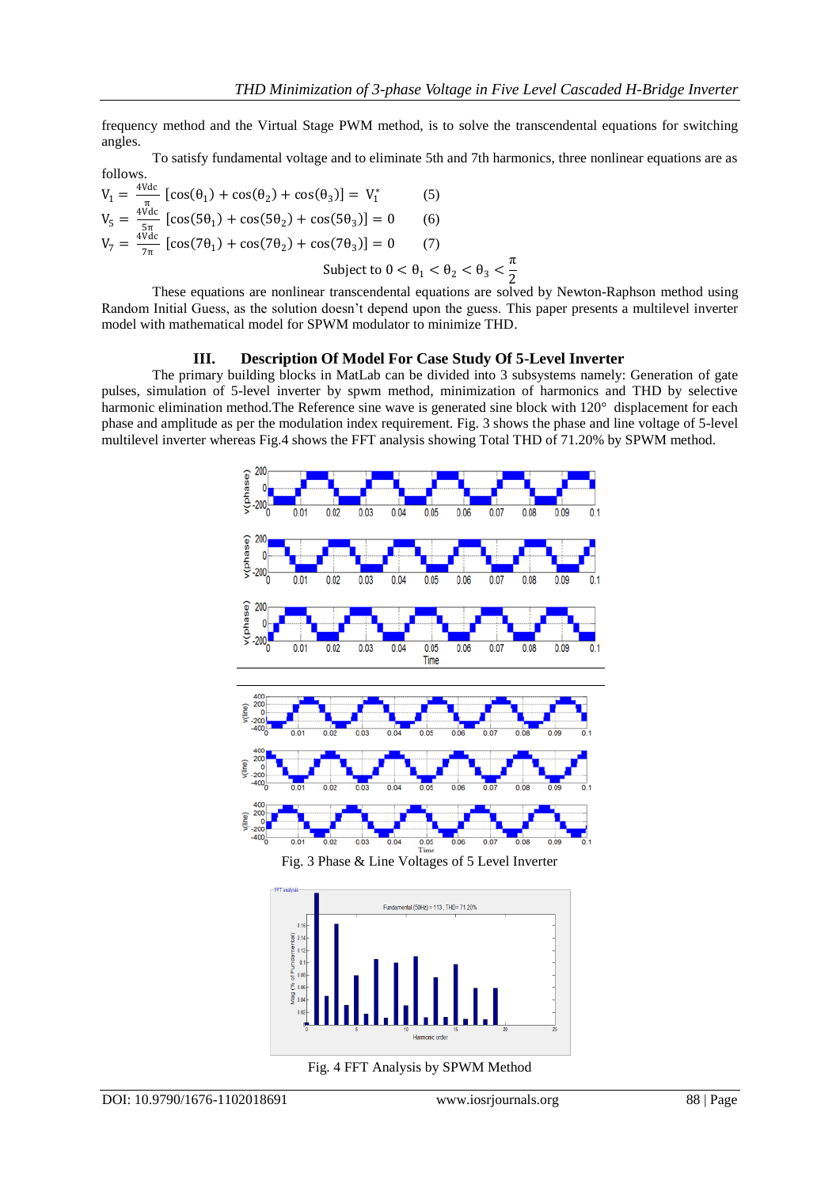frequency method and the Virtual Stage PWM method, is to solve the transcendental equations for switching angles.

To satisfy fundamental voltage and to eliminate 5th and 7th harmonics, three nonlinear equations are as follows.

$$V_1 = \frac{4Vdc}{\pi}\left[\cos(\theta_1) + \cos(\theta_2) + \cos(\theta_3)\right] = V_1^* \qquad (5)$$

$$V_5 = \frac{4Vdc}{5\pi}\left[\cos(5\theta_1) + \cos(5\theta_2) + \cos(5\theta_3)\right] = 0 \qquad (6)$$

$$V_7 = \frac{4Vdc}{7\pi}\left[\cos(7\theta_1) + \cos(7\theta_2) + \cos(7\theta_3)\right] = 0 \qquad (7)$$

$$\text{Subject to } 0 < \theta_1 < \theta_2 < \theta_3 < \frac{\pi}{2}$$

These equations are nonlinear transcendental equations are solved by Newton-Raphson method using Random Initial Guess, as the solution doesn't depend upon the guess. This paper presents a multilevel inverter model with mathematical model for SPWM modulator to minimize THD.

## III. Description Of Model For Case Study Of 5-Level Inverter

The primary building blocks in MatLab can be divided into 3 subsystems namely: Generation of gate pulses, simulation of 5-level inverter by spwm method, minimization of harmonics and THD by selective harmonic elimination method.The Reference sine wave is generated sine block with 120° displacement for each phase and amplitude as per the modulation index requirement. Fig. 3 shows the phase and line voltage of 5-level multilevel inverter whereas Fig.4 shows the FFT analysis showing Total THD of 71.20% by SPWM method.

Fig. 3 Phase & Line Voltages of 5 Level Inverter

Fundamental (50Hz) = 113 , THD= 71.20%

Fig. 4 FFT Analysis by SPWM Method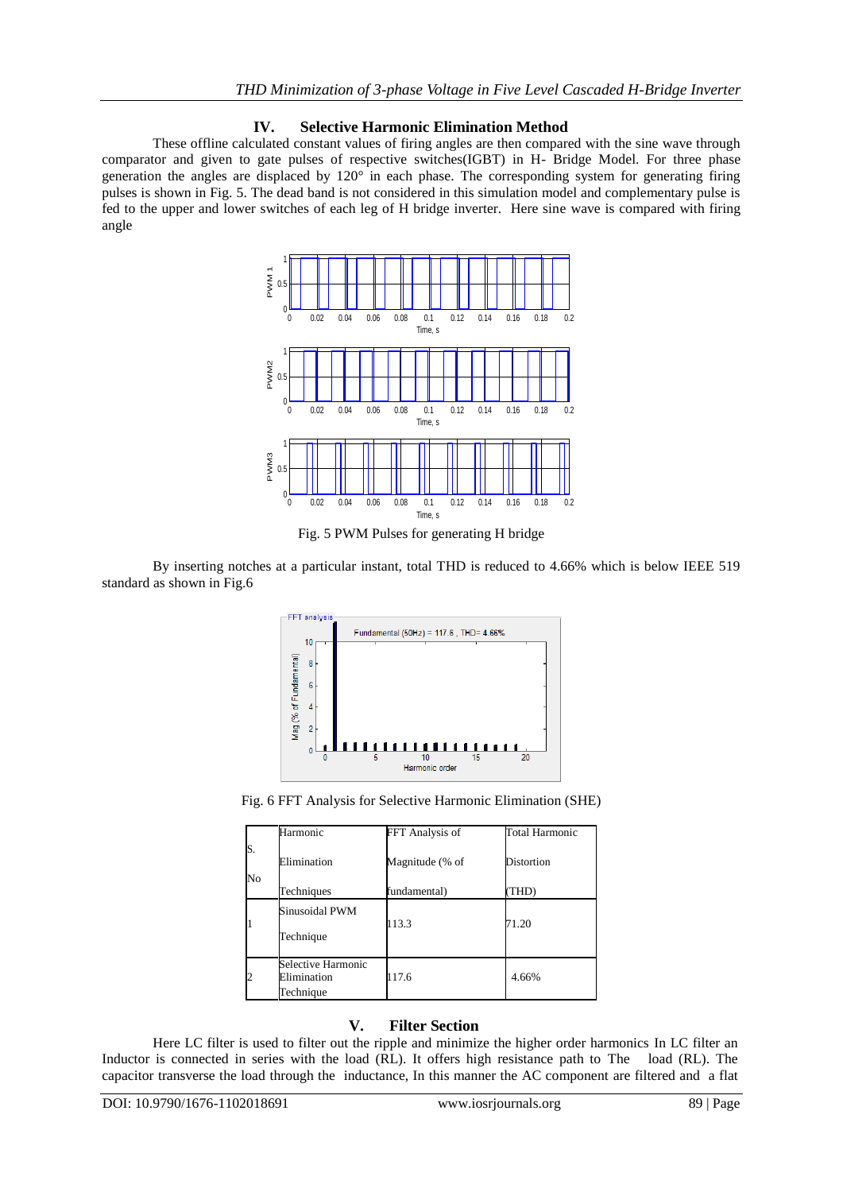## IV. Selective Harmonic Elimination Method

These offline calculated constant values of firing angles are then compared with the sine wave through comparator and given to gate pulses of respective switches(IGBT) in H- Bridge Model. For three phase generation the angles are displaced by 120° in each phase. The corresponding system for generating firing pulses is shown in Fig. 5. The dead band is not considered in this simulation model and complementary pulse is fed to the upper and lower switches of each leg of H bridge inverter. Here sine wave is compared with firing angle

PWM 1
PWM2
PWM3
Time, s
0 0.02 0.04 0.06 0.08 0.1 0.12 0.14 0.16 0.18 0.2

Fig. 5 PWM Pulses for generating H bridge

By inserting notches at a particular instant, total THD is reduced to 4.66% which is below IEEE 519 standard as shown in Fig.6

FFT analysis
Fundamental (50Hz) = 117.6 , THD= 4.66%
Mag (% of Fundamental)
Harmonic order

Fig. 6 FFT Analysis for Selective Harmonic Elimination (SHE)

| S. No | Harmonic Elimination Techniques | FFT Analysis of Magnitude (% of fundamental) | Total Harmonic Distortion (THD) |
|---|---|---|---|
| 1 | Sinusoidal PWM Technique | 113.3 | 71.20 |
| 2 | Selective Harmonic Elimination Technique | 117.6 | 4.66% |

## V. Filter Section

Here LC filter is used to filter out the ripple and minimize the higher order harmonics In LC filter an Inductor is connected in series with the load (RL). It offers high resistance path to The load (RL). The capacitor transverse the load through the inductance, In this manner the AC component are filtered and a flat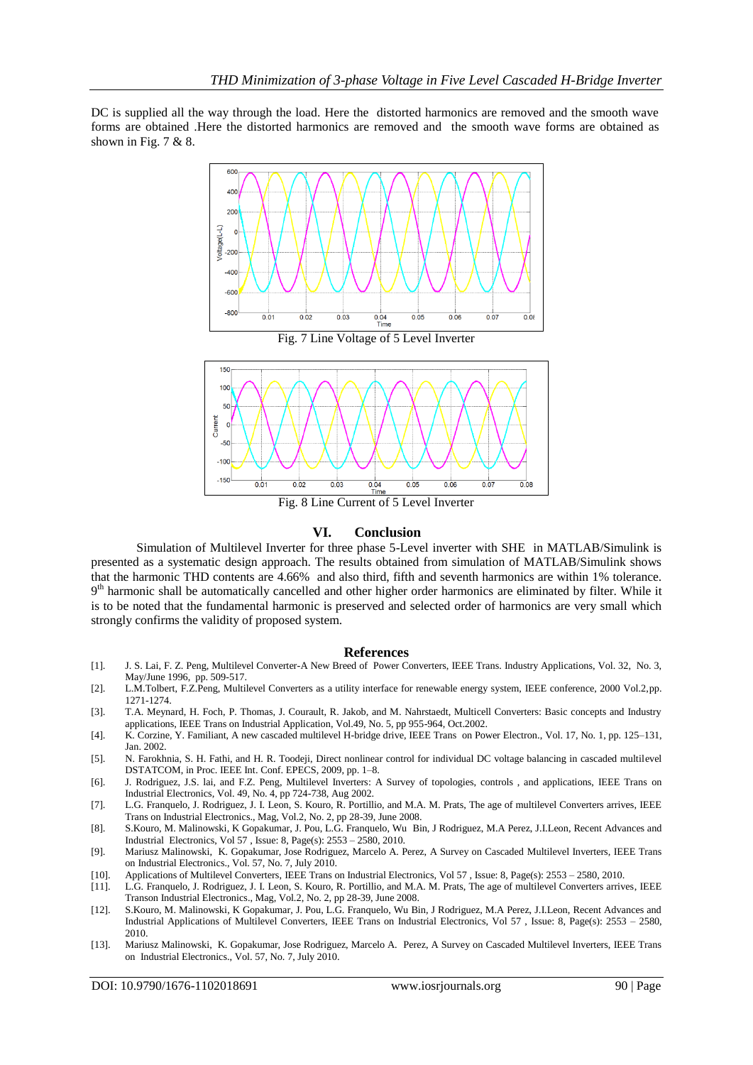DC is supplied all the way through the load. Here the distorted harmonics are removed and the smooth wave forms are obtained .Here the distorted harmonics are removed and the smooth wave forms are obtained as shown in Fig. 7 & 8.

600
400
200
0
-200
-400
-600
-800
Voltage(L-L)
0.01 0.02 0.03 0.04 0.05 0.06 0.07 0.08
Time

Fig. 7 Line Voltage of 5 Level Inverter

150
100
50
0
-50
-100
-150
Current
0.01 0.02 0.03 0.04 0.05 0.06 0.07 0.08
Time

Fig. 8 Line Current of 5 Level Inverter

## VI. Conclusion

Simulation of Multilevel Inverter for three phase 5-Level inverter with SHE in MATLAB/Simulink is presented as a systematic design approach. The results obtained from simulation of MATLAB/Simulink shows that the harmonic THD contents are 4.66% and also third, fifth and seventh harmonics are within 1% tolerance. $9^{th}$ harmonic shall be automatically cancelled and other higher order harmonics are eliminated by filter. While it is to be noted that the fundamental harmonic is preserved and selected order of harmonics are very small which strongly confirms the validity of proposed system.

## References

[1]. J. S. Lai, F. Z. Peng, Multilevel Converter-A New Breed of Power Converters, IEEE Trans. Industry Applications, Vol. 32, No. 3, May/June 1996, pp. 509-517.

[2]. L.M.Tolbert, F.Z.Peng, Multilevel Converters as a utility interface for renewable energy system, IEEE conference, 2000 Vol.2,pp. 1271-1274.

[3]. T.A. Meynard, H. Foch, P. Thomas, J. Courault, R. Jakob, and M. Nahrstaedt, Multicell Converters: Basic concepts and Industry applications, IEEE Trans on Industrial Application, Vol.49, No. 5, pp 955-964, Oct.2002.

[4]. K. Corzine, Y. Familiant, A new cascaded multilevel H-bridge drive, IEEE Trans on Power Electron., Vol. 17, No. 1, pp. 125–131, Jan. 2002.

[5]. N. Farokhnia, S. H. Fathi, and H. R. Toodeji, Direct nonlinear control for individual DC voltage balancing in cascaded multilevel DSTATCOM, in Proc. IEEE Int. Conf. EPECS, 2009, pp. 1–8.

[6]. J. Rodriguez, J.S. lai, and F.Z. Peng, Multilevel Inverters: A Survey of topologies, controls , and applications, IEEE Trans on Industrial Electronics, Vol. 49, No. 4, pp 724-738, Aug 2002.

[7]. L.G. Franquelo, J. Rodriguez, J. I. Leon, S. Kouro, R. Portillio, and M.A. M. Prats, The age of multilevel Converters arrives, IEEE Trans on Industrial Electronics., Mag, Vol.2, No. 2, pp 28-39, June 2008.

[8]. S.Kouro, M. Malinowski, K Gopakumar, J. Pou, L.G. Franquelo, Wu Bin, J Rodriguez, M.A Perez, J.I.Leon, Recent Advances and Industrial Electronics, Vol 57 , Issue: 8, Page(s): 2553 – 2580, 2010.

[9]. Mariusz Malinowski, K. Gopakumar, Jose Rodriguez, Marcelo A. Perez, A Survey on Cascaded Multilevel Inverters, IEEE Trans on Industrial Electronics., Vol. 57, No. 7, July 2010.

[10]. Applications of Multilevel Converters, IEEE Trans on Industrial Electronics, Vol 57 , Issue: 8, Page(s): 2553 – 2580, 2010.

[11]. L.G. Franquelo, J. Rodriguez, J. I. Leon, S. Kouro, R. Portillio, and M.A. M. Prats, The age of multilevel Converters arrives, IEEE Transon Industrial Electronics., Mag, Vol.2, No. 2, pp 28-39, June 2008.

[12]. S.Kouro, M. Malinowski, K Gopakumar, J. Pou, L.G. Franquelo, Wu Bin, J Rodriguez, M.A Perez, J.I.Leon, Recent Advances and Industrial Applications of Multilevel Converters, IEEE Trans on Industrial Electronics, Vol 57 , Issue: 8, Page(s): 2553 – 2580, 2010.

[13]. Mariusz Malinowski, K. Gopakumar, Jose Rodriguez, Marcelo A. Perez, A Survey on Cascaded Multilevel Inverters, IEEE Trans on Industrial Electronics., Vol. 57, No. 7, July 2010.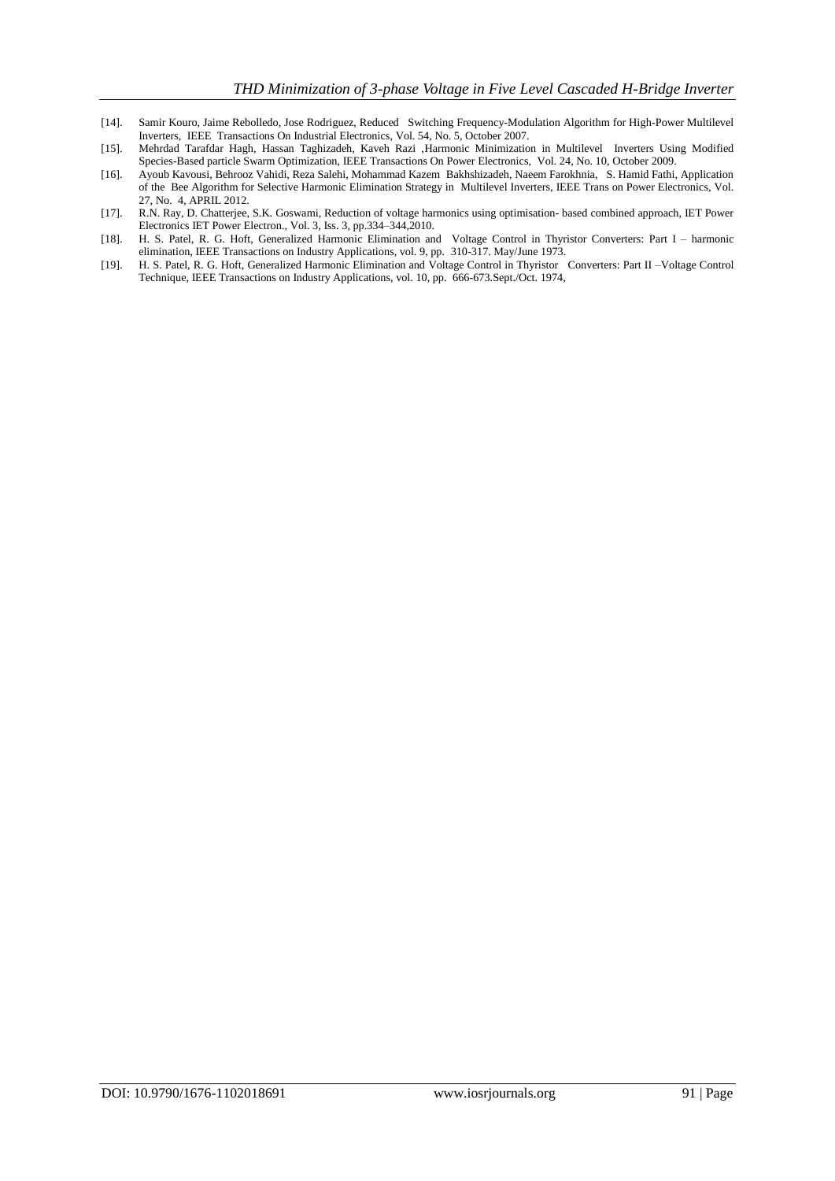[14]. Samir Kouro, Jaime Rebolledo, Jose Rodriguez, Reduced Switching Frequency-Modulation Algorithm for High-Power Multilevel Inverters, IEEE Transactions On Industrial Electronics, Vol. 54, No. 5, October 2007.

[15]. Mehrdad Tarafdar Hagh, Hassan Taghizadeh, Kaveh Razi ,Harmonic Minimization in Multilevel Inverters Using Modified Species-Based particle Swarm Optimization, IEEE Transactions On Power Electronics, Vol. 24, No. 10, October 2009.

[16]. Ayoub Kavousi, Behrooz Vahidi, Reza Salehi, Mohammad Kazem Bakhshizadeh, Naeem Farokhnia, S. Hamid Fathi, Application of the Bee Algorithm for Selective Harmonic Elimination Strategy in Multilevel Inverters, IEEE Trans on Power Electronics, Vol. 27, No. 4, APRIL 2012.

[17]. R.N. Ray, D. Chatterjee, S.K. Goswami, Reduction of voltage harmonics using optimisation- based combined approach, IET Power Electronics IET Power Electron., Vol. 3, Iss. 3, pp.334–344,2010.

[18]. H. S. Patel, R. G. Hoft, Generalized Harmonic Elimination and Voltage Control in Thyristor Converters: Part I – harmonic elimination, IEEE Transactions on Industry Applications, vol. 9, pp. 310-317. May/June 1973.

[19]. H. S. Patel, R. G. Hoft, Generalized Harmonic Elimination and Voltage Control in Thyristor Converters: Part II –Voltage Control Technique, IEEE Transactions on Industry Applications, vol. 10, pp. 666-673.Sept./Oct. 1974,